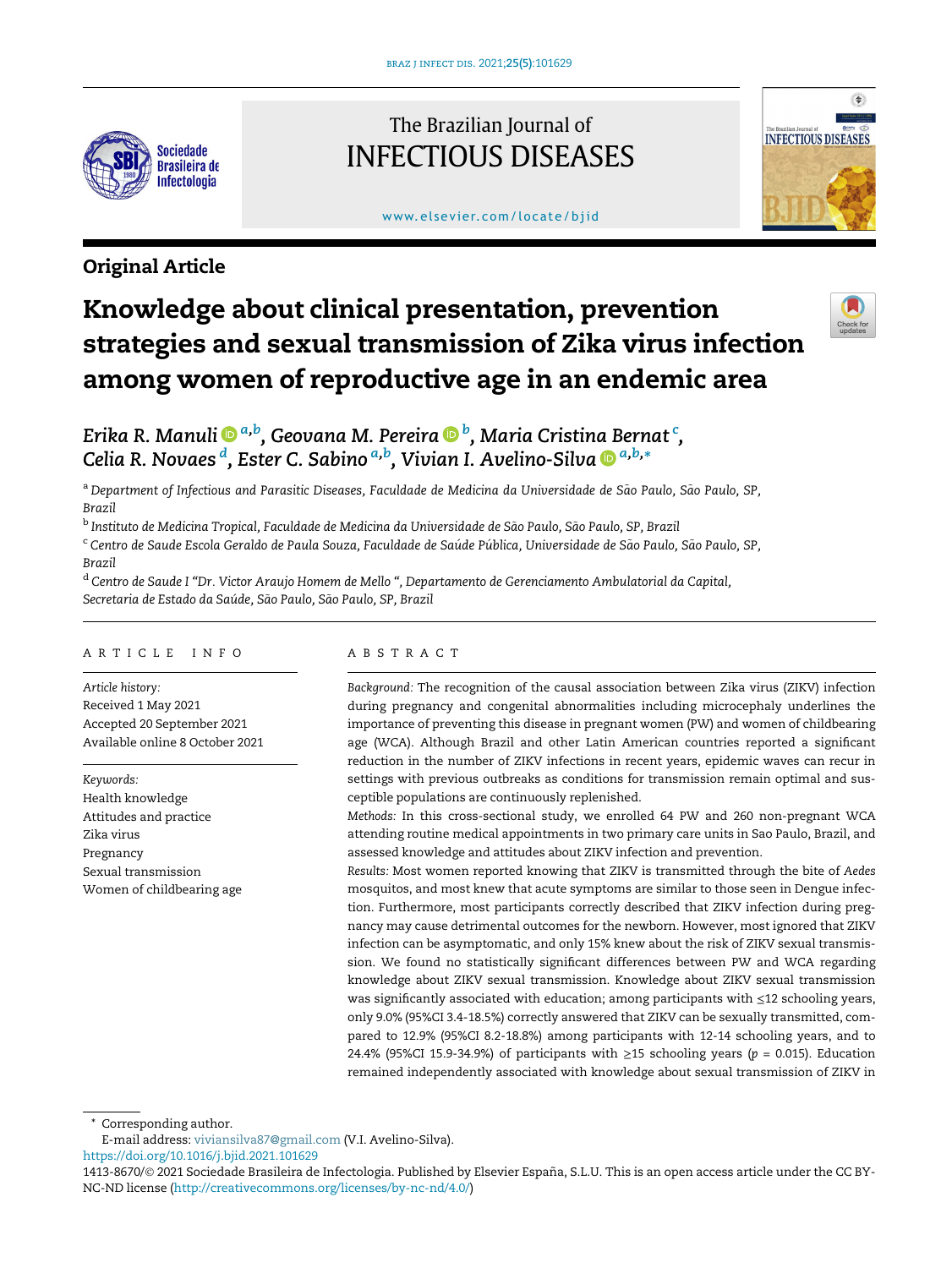Original Article

# Knowledge about clinical presentation, prevention strategies and sexual transmission of Zika virus infection among women of reproductive age in an endemic area

*Erika R. Manuli* [a,b], *Geovana M. Pereira* [b], *Maria Cristina Bernat* [c], *Celia R. Novaes* [d], *Ester C. Sabino* [a,b], *Vivian I. Avelino-Silva* [a,b,*]

[a] *Department of Infectious and Parasitic Diseases, Faculdade de Medicina da Universidade de São Paulo, São Paulo, SP, Brazil*

[b] *Instituto de Medicina Tropical, Faculdade de Medicina da Universidade de São Paulo, São Paulo, SP, Brazil*

[c] *Centro de Saude Escola Geraldo de Paula Souza, Faculdade de Saúde Pública, Universidade de São Paulo, São Paulo, SP, Brazil*

[d] *Centro de Saude I "Dr. Victor Araujo Homem de Mello ", Departamento de Gerenciamento Ambulatorial da Capital, Secretaria de Estado da Saúde, São Paulo, São Paulo, SP, Brazil*

## ARTICLE INFO

*Article history:*
Received 1 May 2021
Accepted 20 September 2021
Available online 8 October 2021

*Keywords:*
Health knowledge
Attitudes and practice
Zika virus
Pregnancy
Sexual transmission
Women of childbearing age

## ABSTRACT

*Background:* The recognition of the causal association between Zika virus (ZIKV) infection during pregnancy and congenital abnormalities including microcephaly underlines the importance of preventing this disease in pregnant women (PW) and women of childbearing age (WCA). Although Brazil and other Latin American countries reported a significant reduction in the number of ZIKV infections in recent years, epidemic waves can recur in settings with previous outbreaks as conditions for transmission remain optimal and susceptible populations are continuously replenished.

*Methods:* In this cross-sectional study, we enrolled 64 PW and 260 non-pregnant WCA attending routine medical appointments in two primary care units in Sao Paulo, Brazil, and assessed knowledge and attitudes about ZIKV infection and prevention.

*Results:* Most women reported knowing that ZIKV is transmitted through the bite of *Aedes* mosquitos, and most knew that acute symptoms are similar to those seen in Dengue infection. Furthermore, most participants correctly described that ZIKV infection during pregnancy may cause detrimental outcomes for the newborn. However, most ignored that ZIKV infection can be asymptomatic, and only 15% knew about the risk of ZIKV sexual transmission. We found no statistically significant differences between PW and WCA regarding knowledge about ZIKV sexual transmission. Knowledge about ZIKV sexual transmission was significantly associated with education; among participants with ≤12 schooling years, only 9.0% (95%CI 3.4-18.5%) correctly answered that ZIKV can be sexually transmitted, compared to 12.9% (95%CI 8.2-18.8%) among participants with 12-14 schooling years, and to 24.4% (95%CI 15.9-34.9%) of participants with ≥15 schooling years ($p$ = 0.015). Education remained independently associated with knowledge about sexual transmission of ZIKV in

\* Corresponding author.
E-mail address: viviansilva87@gmail.com (V.I. Avelino-Silva).
https://doi.org/10.1016/j.bjid.2021.101629
1413-8670/© 2021 Sociedade Brasileira de Infectologia. Published by Elsevier España, S.L.U. This is an open access article under the CC BY-NC-ND license (http://creativecommons.org/licenses/by-nc-nd/4.0/)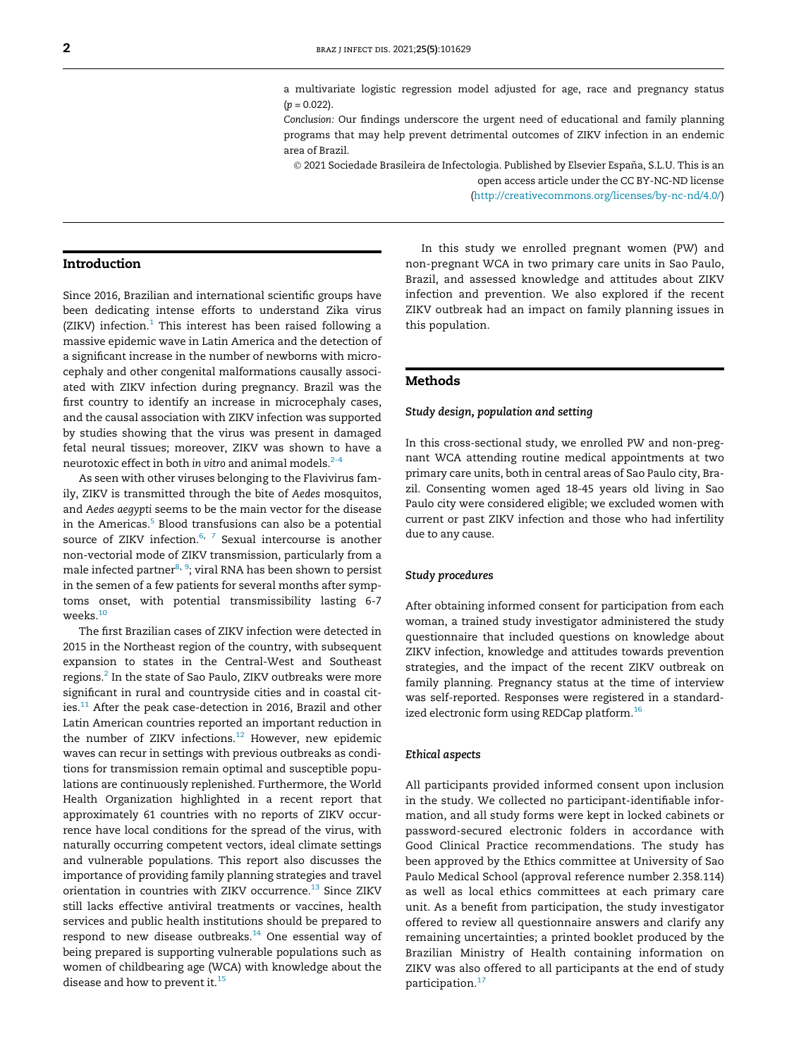a multivariate logistic regression model adjusted for age, race and pregnancy status ($p = 0.022$).

*Conclusion:* Our findings underscore the urgent need of educational and family planning programs that may help prevent detrimental outcomes of ZIKV infection in an endemic area of Brazil.

© 2021 Sociedade Brasileira de Infectologia. Published by Elsevier España, S.L.U. This is an open access article under the CC BY-NC-ND license (http://creativecommons.org/licenses/by-nc-nd/4.0/)

## Introduction

Since 2016, Brazilian and international scientific groups have been dedicating intense efforts to understand Zika virus (ZIKV) infection.[1] This interest has been raised following a massive epidemic wave in Latin America and the detection of a significant increase in the number of newborns with microcephaly and other congenital malformations causally associated with ZIKV infection during pregnancy. Brazil was the first country to identify an increase in microcephaly cases, and the causal association with ZIKV infection was supported by studies showing that the virus was present in damaged fetal neural tissues; moreover, ZIKV was shown to have a neurotoxic effect in both *in vitro* and animal models.[2-4]

As seen with other viruses belonging to the Flavivirus family, ZIKV is transmitted through the bite of *Aedes* mosquitos, and *Aedes aegypti* seems to be the main vector for the disease in the Americas.[5] Blood transfusions can also be a potential source of ZIKV infection.[6,7] Sexual intercourse is another non-vectorial mode of ZIKV transmission, particularly from a male infected partner[8,9]; viral RNA has been shown to persist in the semen of a few patients for several months after symptoms onset, with potential transmissibility lasting 6-7 weeks.[10]

The first Brazilian cases of ZIKV infection were detected in 2015 in the Northeast region of the country, with subsequent expansion to states in the Central-West and Southeast regions.[2] In the state of Sao Paulo, ZIKV outbreaks were more significant in rural and countryside cities and in coastal cities.[11] After the peak case-detection in 2016, Brazil and other Latin American countries reported an important reduction in the number of ZIKV infections.[12] However, new epidemic waves can recur in settings with previous outbreaks as conditions for transmission remain optimal and susceptible populations are continuously replenished. Furthermore, the World Health Organization highlighted in a recent report that approximately 61 countries with no reports of ZIKV occurrence have local conditions for the spread of the virus, with naturally occurring competent vectors, ideal climate settings and vulnerable populations. This report also discusses the importance of providing family planning strategies and travel orientation in countries with ZIKV occurrence.[13] Since ZIKV still lacks effective antiviral treatments or vaccines, health services and public health institutions should be prepared to respond to new disease outbreaks.[14] One essential way of being prepared is supporting vulnerable populations such as women of childbearing age (WCA) with knowledge about the disease and how to prevent it.[15]

In this study we enrolled pregnant women (PW) and non-pregnant WCA in two primary care units in Sao Paulo, Brazil, and assessed knowledge and attitudes about ZIKV infection and prevention. We also explored if the recent ZIKV outbreak had an impact on family planning issues in this population.

## Methods

### *Study design, population and setting*

In this cross-sectional study, we enrolled PW and non-pregnant WCA attending routine medical appointments at two primary care units, both in central areas of Sao Paulo city, Brazil. Consenting women aged 18-45 years old living in Sao Paulo city were considered eligible; we excluded women with current or past ZIKV infection and those who had infertility due to any cause.

### *Study procedures*

After obtaining informed consent for participation from each woman, a trained study investigator administered the study questionnaire that included questions on knowledge about ZIKV infection, knowledge and attitudes towards prevention strategies, and the impact of the recent ZIKV outbreak on family planning. Pregnancy status at the time of interview was self-reported. Responses were registered in a standardized electronic form using REDCap platform.[16]

### *Ethical aspects*

All participants provided informed consent upon inclusion in the study. We collected no participant-identifiable information, and all study forms were kept in locked cabinets or password-secured electronic folders in accordance with Good Clinical Practice recommendations. The study has been approved by the Ethics committee at University of Sao Paulo Medical School (approval reference number 2.358.114) as well as local ethics committees at each primary care unit. As a benefit from participation, the study investigator offered to review all questionnaire answers and clarify any remaining uncertainties; a printed booklet produced by the Brazilian Ministry of Health containing information on ZIKV was also offered to all participants at the end of study participation.[17]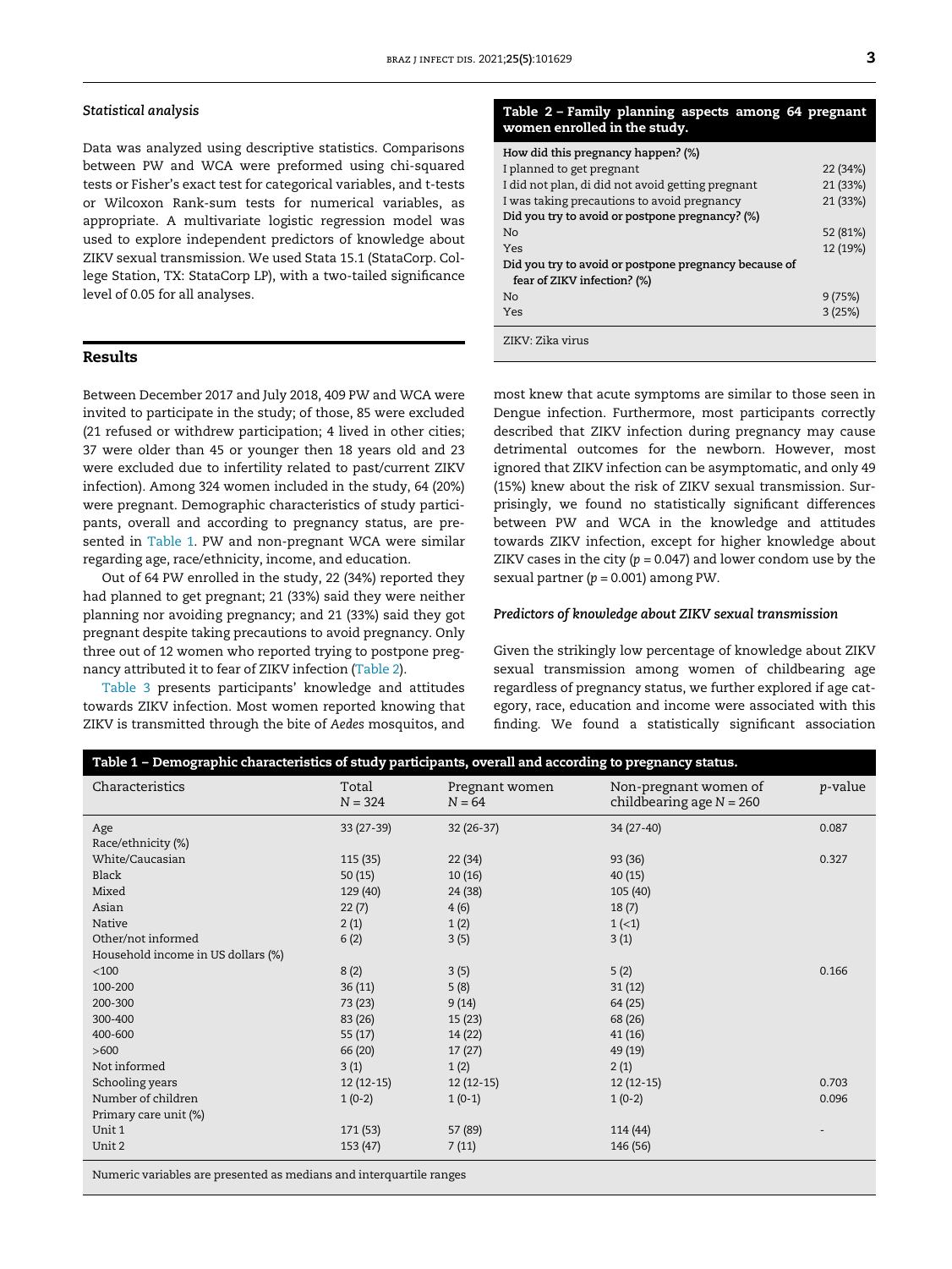### Statistical analysis

Data was analyzed using descriptive statistics. Comparisons between PW and WCA were preformed using chi-squared tests or Fisher's exact test for categorical variables, and t-tests or Wilcoxon Rank-sum tests for numerical variables, as appropriate. A multivariate logistic regression model was used to explore independent predictors of knowledge about ZIKV sexual transmission. We used Stata 15.1 (StataCorp. College Station, TX: StataCorp LP), with a two-tailed significance level of 0.05 for all analyses.

## Results

Between December 2017 and July 2018, 409 PW and WCA were invited to participate in the study; of those, 85 were excluded (21 refused or withdrew participation; 4 lived in other cities; 37 were older than 45 or younger then 18 years old and 23 were excluded due to infertility related to past/current ZIKV infection). Among 324 women included in the study, 64 (20%) were pregnant. Demographic characteristics of study participants, overall and according to pregnancy status, are presented in Table 1. PW and non-pregnant WCA were similar regarding age, race/ethnicity, income, and education.

Out of 64 PW enrolled in the study, 22 (34%) reported they had planned to get pregnant; 21 (33%) said they were neither planning nor avoiding pregnancy; and 21 (33%) said they got pregnant despite taking precautions to avoid pregnancy. Only three out of 12 women who reported trying to postpone pregnancy attributed it to fear of ZIKV infection (Table 2).

Table 3 presents participants' knowledge and attitudes towards ZIKV infection. Most women reported knowing that ZIKV is transmitted through the bite of *Aedes* mosquitos, and most knew that acute symptoms are similar to those seen in Dengue infection. Furthermore, most participants correctly described that ZIKV infection during pregnancy may cause detrimental outcomes for the newborn. However, most ignored that ZIKV infection can be asymptomatic, and only 49 (15%) knew about the risk of ZIKV sexual transmission. Surprisingly, we found no statistically significant differences between PW and WCA in the knowledge and attitudes towards ZIKV infection, except for higher knowledge about ZIKV cases in the city ($p = 0.047$) and lower condom use by the sexual partner ($p = 0.001$) among PW.

**Table 2 – Family planning aspects among 64 pregnant women enrolled in the study.**

| | |
|---|---|
| **How did this pregnancy happen? (%)** | |
| I planned to get pregnant | 22 (34%) |
| I did not plan, di did not avoid getting pregnant | 21 (33%) |
| I was taking precautions to avoid pregnancy | 21 (33%) |
| **Did you try to avoid or postpone pregnancy? (%)** | |
| No | 52 (81%) |
| Yes | 12 (19%) |
| **Did you try to avoid or postpone pregnancy because of fear of ZIKV infection? (%)** | |
| No | 9 (75%) |
| Yes | 3 (25%) |

ZIKV: Zika virus

### Predictors of knowledge about ZIKV sexual transmission

Given the strikingly low percentage of knowledge about ZIKV sexual transmission among women of childbearing age regardless of pregnancy status, we further explored if age category, race, education and income were associated with this finding. We found a statistically significant association

**Table 1 – Demographic characteristics of study participants, overall and according to pregnancy status.**

| Characteristics | Total N = 324 | Pregnant women N = 64 | Non-pregnant women of childbearing age N = 260 | *p*-value |
|---|---|---|---|---|
| Age | 33 (27-39) | 32 (26-37) | 34 (27-40) | 0.087 |
| Race/ethnicity (%) | | | | |
| White/Caucasian | 115 (35) | 22 (34) | 93 (36) | 0.327 |
| Black | 50 (15) | 10 (16) | 40 (15) | |
| Mixed | 129 (40) | 24 (38) | 105 (40) | |
| Asian | 22 (7) | 4 (6) | 18 (7) | |
| Native | 2 (1) | 1 (2) | 1 (<1) | |
| Other/not informed | 6 (2) | 3 (5) | 3 (1) | |
| Household income in US dollars (%) | | | | |
| <100 | 8 (2) | 3 (5) | 5 (2) | 0.166 |
| 100-200 | 36 (11) | 5 (8) | 31 (12) | |
| 200-300 | 73 (23) | 9 (14) | 64 (25) | |
| 300-400 | 83 (26) | 15 (23) | 68 (26) | |
| 400-600 | 55 (17) | 14 (22) | 41 (16) | |
| >600 | 66 (20) | 17 (27) | 49 (19) | |
| Not informed | 3 (1) | 1 (2) | 2 (1) | |
| Schooling years | 12 (12-15) | 12 (12-15) | 12 (12-15) | 0.703 |
| Number of children | 1 (0-2) | 1 (0-1) | 1 (0-2) | 0.096 |
| Primary care unit (%) | | | | |
| Unit 1 | 171 (53) | 57 (89) | 114 (44) | - |
| Unit 2 | 153 (47) | 7 (11) | 146 (56) | |

Numeric variables are presented as medians and interquartile ranges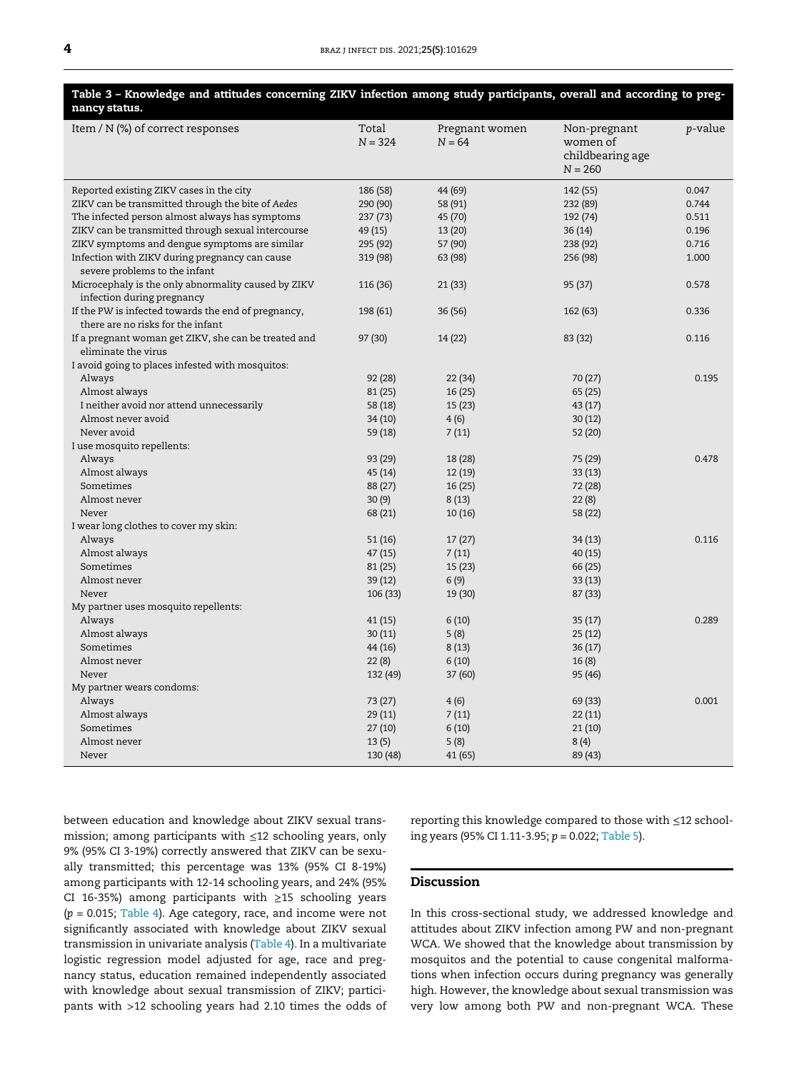**Table 3 – Knowledge and attitudes concerning ZIKV infection among study participants, overall and according to pregnancy status.**

| Item / N (%) of correct responses | Total N = 324 | Pregnant women N = 64 | Non-pregnant women of childbearing age N = 260 | *p*-value |
|---|---|---|---|---|
| Reported existing ZIKV cases in the city | 186 (58) | 44 (69) | 142 (55) | 0.047 |
| ZIKV can be transmitted through the bite of *Aedes* | 290 (90) | 58 (91) | 232 (89) | 0.744 |
| The infected person almost always has symptoms | 237 (73) | 45 (70) | 192 (74) | 0.511 |
| ZIKV can be transmitted through sexual intercourse | 49 (15) | 13 (20) | 36 (14) | 0.196 |
| ZIKV symptoms and dengue symptoms are similar | 295 (92) | 57 (90) | 238 (92) | 0.716 |
| Infection with ZIKV during pregnancy can cause severe problems to the infant | 319 (98) | 63 (98) | 256 (98) | 1.000 |
| Microcephaly is the only abnormality caused by ZIKV infection during pregnancy | 116 (36) | 21 (33) | 95 (37) | 0.578 |
| If the PW is infected towards the end of pregnancy, there are no risks for the infant | 198 (61) | 36 (56) | 162 (63) | 0.336 |
| If a pregnant woman get ZIKV, she can be treated and eliminate the virus | 97 (30) | 14 (22) | 83 (32) | 0.116 |
| I avoid going to places infested with mosquitos: | | | | |
| Always | 92 (28) | 22 (34) | 70 (27) | 0.195 |
| Almost always | 81 (25) | 16 (25) | 65 (25) | |
| I neither avoid nor attend unnecessarily | 58 (18) | 15 (23) | 43 (17) | |
| Almost never avoid | 34 (10) | 4 (6) | 30 (12) | |
| Never avoid | 59 (18) | 7 (11) | 52 (20) | |
| I use mosquito repellents: | | | | |
| Always | 93 (29) | 18 (28) | 75 (29) | 0.478 |
| Almost always | 45 (14) | 12 (19) | 33 (13) | |
| Sometimes | 88 (27) | 16 (25) | 72 (28) | |
| Almost never | 30 (9) | 8 (13) | 22 (8) | |
| Never | 68 (21) | 10 (16) | 58 (22) | |
| I wear long clothes to cover my skin: | | | | |
| Always | 51 (16) | 17 (27) | 34 (13) | 0.116 |
| Almost always | 47 (15) | 7 (11) | 40 (15) | |
| Sometimes | 81 (25) | 15 (23) | 66 (25) | |
| Almost never | 39 (12) | 6 (9) | 33 (13) | |
| Never | 106 (33) | 19 (30) | 87 (33) | |
| My partner uses mosquito repellents: | | | | |
| Always | 41 (15) | 6 (10) | 35 (17) | 0.289 |
| Almost always | 30 (11) | 5 (8) | 25 (12) | |
| Sometimes | 44 (16) | 8 (13) | 36 (17) | |
| Almost never | 22 (8) | 6 (10) | 16 (8) | |
| Never | 132 (49) | 37 (60) | 95 (46) | |
| My partner wears condoms: | | | | |
| Always | 73 (27) | 4 (6) | 69 (33) | 0.001 |
| Almost always | 29 (11) | 7 (11) | 22 (11) | |
| Sometimes | 27 (10) | 6 (10) | 21 (10) | |
| Almost never | 13 (5) | 5 (8) | 8 (4) | |
| Never | 130 (48) | 41 (65) | 89 (43) | |

between education and knowledge about ZIKV sexual transmission; among participants with ≤12 schooling years, only 9% (95% CI 3-19%) correctly answered that ZIKV can be sexually transmitted; this percentage was 13% (95% CI 8-19%) among participants with 12-14 schooling years, and 24% (95% CI 16-35%) among participants with ≥15 schooling years ($p$ = 0.015; Table 4). Age category, race, and income were not significantly associated with knowledge about ZIKV sexual transmission in univariate analysis (Table 4). In a multivariate logistic regression model adjusted for age, race and pregnancy status, education remained independently associated with knowledge about sexual transmission of ZIKV; participants with >12 schooling years had 2.10 times the odds of reporting this knowledge compared to those with ≤12 schooling years (95% CI 1.11-3.95; $p$ = 0.022; Table 5).

## Discussion

In this cross-sectional study, we addressed knowledge and attitudes about ZIKV infection among PW and non-pregnant WCA. We showed that the knowledge about transmission by mosquitos and the potential to cause congenital malformations when infection occurs during pregnancy was generally high. However, the knowledge about sexual transmission was very low among both PW and non-pregnant WCA. These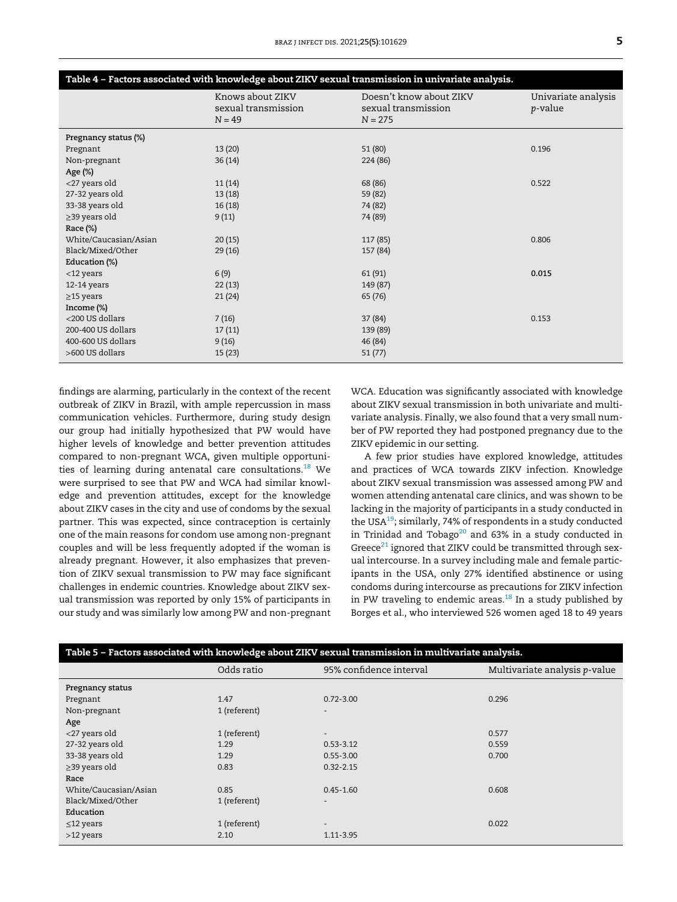**Table 4 – Factors associated with knowledge about ZIKV sexual transmission in univariate analysis.**

| | Knows about ZIKV sexual transmission N = 49 | Doesn't know about ZIKV sexual transmission N = 275 | Univariate analysis p-value |
|---|---|---|---|
| **Pregnancy status (%)** | | | |
| Pregnant | 13 (20) | 51 (80) | 0.196 |
| Non-pregnant | 36 (14) | 224 (86) | |
| **Age (%)** | | | |
| <27 years old | 11 (14) | 68 (86) | 0.522 |
| 27-32 years old | 13 (18) | 59 (82) | |
| 33-38 years old | 16 (18) | 74 (82) | |
| ≥39 years old | 9 (11) | 74 (89) | |
| **Race (%)** | | | |
| White/Caucasian/Asian | 20 (15) | 117 (85) | 0.806 |
| Black/Mixed/Other | 29 (16) | 157 (84) | |
| **Education (%)** | | | |
| <12 years | 6 (9) | 61 (91) | **0.015** |
| 12-14 years | 22 (13) | 149 (87) | |
| ≥15 years | 21 (24) | 65 (76) | |
| **Income (%)** | | | |
| <200 US dollars | 7 (16) | 37 (84) | 0.153 |
| 200-400 US dollars | 17 (11) | 139 (89) | |
| 400-600 US dollars | 9 (16) | 46 (84) | |
| >600 US dollars | 15 (23) | 51 (77) | |

findings are alarming, particularly in the context of the recent outbreak of ZIKV in Brazil, with ample repercussion in mass communication vehicles. Furthermore, during study design our group had initially hypothesized that PW would have higher levels of knowledge and better prevention attitudes compared to non-pregnant WCA, given multiple opportunities of learning during antenatal care consultations.[18] We were surprised to see that PW and WCA had similar knowledge and prevention attitudes, except for the knowledge about ZIKV cases in the city and use of condoms by the sexual partner. This was expected, since contraception is certainly one of the main reasons for condom use among non-pregnant couples and will be less frequently adopted if the woman is already pregnant. However, it also emphasizes that prevention of ZIKV sexual transmission to PW may face significant challenges in endemic countries. Knowledge about ZIKV sexual transmission was reported by only 15% of participants in our study and was similarly low among PW and non-pregnant WCA. Education was significantly associated with knowledge about ZIKV sexual transmission in both univariate and multivariate analysis. Finally, we also found that a very small number of PW reported they had postponed pregnancy due to the ZIKV epidemic in our setting.

A few prior studies have explored knowledge, attitudes and practices of WCA towards ZIKV infection. Knowledge about ZIKV sexual transmission was assessed among PW and women attending antenatal care clinics, and was shown to be lacking in the majority of participants in a study conducted in the USA[19]; similarly, 74% of respondents in a study conducted in Trinidad and Tobago[20] and 63% in a study conducted in Greece[21] ignored that ZIKV could be transmitted through sexual intercourse. In a survey including male and female participants in the USA, only 27% identified abstinence or using condoms during intercourse as precautions for ZIKV infection in PW traveling to endemic areas.[18] In a study published by Borges et al., who interviewed 526 women aged 18 to 49 years

**Table 5 – Factors associated with knowledge about ZIKV sexual transmission in multivariate analysis.**

| | Odds ratio | 95% confidence interval | Multivariate analysis p-value |
|---|---|---|---|
| **Pregnancy status** | | | |
| Pregnant | 1.47 | 0.72-3.00 | 0.296 |
| Non-pregnant | 1 (referent) | - | |
| **Age** | | | |
| <27 years old | 1 (referent) | - | 0.577 |
| 27-32 years old | 1.29 | 0.53-3.12 | 0.559 |
| 33-38 years old | 1.29 | 0.55-3.00 | 0.700 |
| ≥39 years old | 0.83 | 0.32-2.15 | |
| **Race** | | | |
| White/Caucasian/Asian | 0.85 | 0.45-1.60 | 0.608 |
| Black/Mixed/Other | 1 (referent) | - | |
| **Education** | | | |
| ≤12 years | 1 (referent) | - | 0.022 |
| >12 years | 2.10 | 1.11-3.95 | |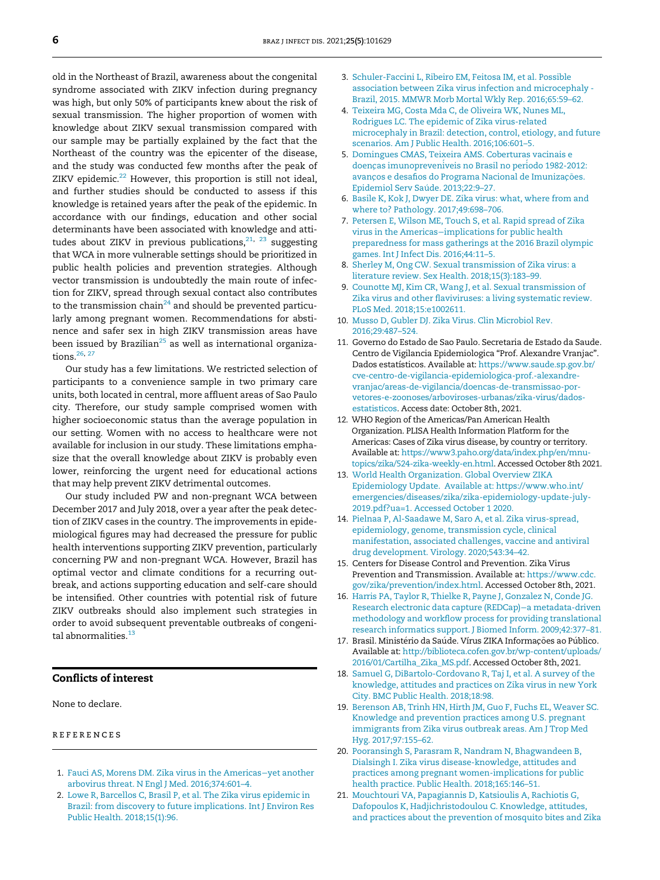old in the Northeast of Brazil, awareness about the congenital syndrome associated with ZIKV infection during pregnancy was high, but only 50% of participants knew about the risk of sexual transmission. The higher proportion of women with knowledge about ZIKV sexual transmission compared with our sample may be partially explained by the fact that the Northeast of the country was the epicenter of the disease, and the study was conducted few months after the peak of ZIKV epidemic.[22] However, this proportion is still not ideal, and further studies should be conducted to assess if this knowledge is retained years after the peak of the epidemic. In accordance with our findings, education and other social determinants have been associated with knowledge and attitudes about ZIKV in previous publications,[21, 23] suggesting that WCA in more vulnerable settings should be prioritized in public health policies and prevention strategies. Although vector transmission is undoubtedly the main route of infection for ZIKV, spread through sexual contact also contributes to the transmission chain[24] and should be prevented particularly among pregnant women. Recommendations for abstinence and safer sex in high ZIKV transmission areas have been issued by Brazilian[25] as well as international organizations.[26, 27]

Our study has a few limitations. We restricted selection of participants to a convenience sample in two primary care units, both located in central, more affluent areas of Sao Paulo city. Therefore, our study sample comprised women with higher socioeconomic status than the average population in our setting. Women with no access to healthcare were not available for inclusion in our study. These limitations emphasize that the overall knowledge about ZIKV is probably even lower, reinforcing the urgent need for educational actions that may help prevent ZIKV detrimental outcomes.

Our study included PW and non-pregnant WCA between December 2017 and July 2018, over a year after the peak detection of ZIKV cases in the country. The improvements in epidemiological figures may had decreased the pressure for public health interventions supporting ZIKV prevention, particularly concerning PW and non-pregnant WCA. However, Brazil has optimal vector and climate conditions for a recurring outbreak, and actions supporting education and self-care should be intensified. Other countries with potential risk of future ZIKV outbreaks should also implement such strategies in order to avoid subsequent preventable outbreaks of congenital abnormalities.[13]

## Conflicts of interest

None to declare.

## REFERENCES

1. Fauci AS, Morens DM. Zika virus in the Americas−yet another arbovirus threat. N Engl J Med. 2016;374:601–4.
2. Lowe R, Barcellos C, Brasil P, et al. The Zika virus epidemic in Brazil: from discovery to future implications. Int J Environ Res Public Health. 2018;15(1):96.
3. Schuler-Faccini L, Ribeiro EM, Feitosa IM, et al. Possible association between Zika virus infection and microcephaly - Brazil, 2015. MMWR Morb Mortal Wkly Rep. 2016;65:59–62.
4. Teixeira MG, Costa Mda C, de Oliveira WK, Nunes ML, Rodrigues LC. The epidemic of Zika virus-related microcephaly in Brazil: detection, control, etiology, and future scenarios. Am J Public Health. 2016;106:601–5.
5. Domingues CMAS, Teixeira AMS. Coberturas vacinais e doenças imunopreveníveis no Brasil no período 1982-2012: avanços e desafios do Programa Nacional de Imunizações. Epidemiol Serv Saúde. 2013;22:9–27.
6. Basile K, Kok J, Dwyer DE. Zika virus: what, where from and where to? Pathology. 2017;49:698–706.
7. Petersen E, Wilson ME, Touch S, et al. Rapid spread of Zika virus in the Americas−implications for public health preparedness for mass gatherings at the 2016 Brazil olympic games. Int J Infect Dis. 2016;44:11–5.
8. Sherley M, Ong CW. Sexual transmission of Zika virus: a literature review. Sex Health. 2018;15(3):183–99.
9. Counotte MJ, Kim CR, Wang J, et al. Sexual transmission of Zika virus and other flaviviruses: a living systematic review. PLoS Med. 2018;15:e1002611.
10. Musso D, Gubler DJ. Zika Virus. Clin Microbiol Rev. 2016;29:487–524.
11. Governo do Estado de Sao Paulo. Secretaria de Estado da Saude. Centro de Vigilancia Epidemiologica "Prof. Alexandre Vranjac". Dados estatísticos. Available at: https://www.saude.sp.gov.br/cve-centro-de-vigilancia-epidemiologica-prof.-alexandre-vranjac/areas-de-vigilancia/doencas-de-transmissao-por-vetores-e-zoonoses/arboviroses-urbanas/zika-virus/dados-estatisticos. Access date: October 8th, 2021.
12. WHO Region of the Americas/Pan American Health Organization. PLISA Health Information Platform for the Americas: Cases of Zika virus disease, by country or territory. Available at: https://www3.paho.org/data/index.php/en/mnu-topics/zika/524-zika-weekly-en.html. Accessed October 8th 2021.
13. World Health Organization. Global Overview ZIKA Epidemiology Update. Available at: https://www.who.int/emergencies/diseases/zika/zika-epidemiology-update-july-2019.pdf?ua=1. Accessed October 1 2020.
14. Pielnaa P, Al-Saadawe M, Saro A, et al. Zika virus-spread, epidemiology, genome, transmission cycle, clinical manifestation, associated challenges, vaccine and antiviral drug development. Virology. 2020;543:34–42.
15. Centers for Disease Control and Prevention. Zika Virus Prevention and Transmission. Available at: https://www.cdc.gov/zika/prevention/index.html. Accessed October 8th, 2021.
16. Harris PA, Taylor R, Thielke R, Payne J, Gonzalez N, Conde JG. Research electronic data capture (REDCap)−a metadata-driven methodology and workflow process for providing translational research informatics support. J Biomed Inform. 2009;42:377–81.
17. Brasil. Ministério da Saúde. Vírus ZIKA Informações ao Público. Available at: http://biblioteca.cofen.gov.br/wp-content/uploads/2016/01/Cartilha_Zika_MS.pdf. Accessed October 8th, 2021.
18. Samuel G, DiBartolo-Cordovano R, Taj I, et al. A survey of the knowledge, attitudes and practices on Zika virus in new York City. BMC Public Health. 2018;18:98.
19. Berenson AB, Trinh HN, Hirth JM, Guo F, Fuchs EL, Weaver SC. Knowledge and prevention practices among U.S. pregnant immigrants from Zika virus outbreak areas. Am J Trop Med Hyg. 2017;97:155–62.
20. Pooransingh S, Parasram R, Nandram N, Bhagwandeen B, Dialsingh I. Zika virus disease-knowledge, attitudes and practices among pregnant women-implications for public health practice. Public Health. 2018;165:146–51.
21. Mouchtouri VA, Papagiannis D, Katsioulis A, Rachiotis G, Dafopoulos K, Hadjichristodoulou C. Knowledge, attitudes, and practices about the prevention of mosquito bites and Zika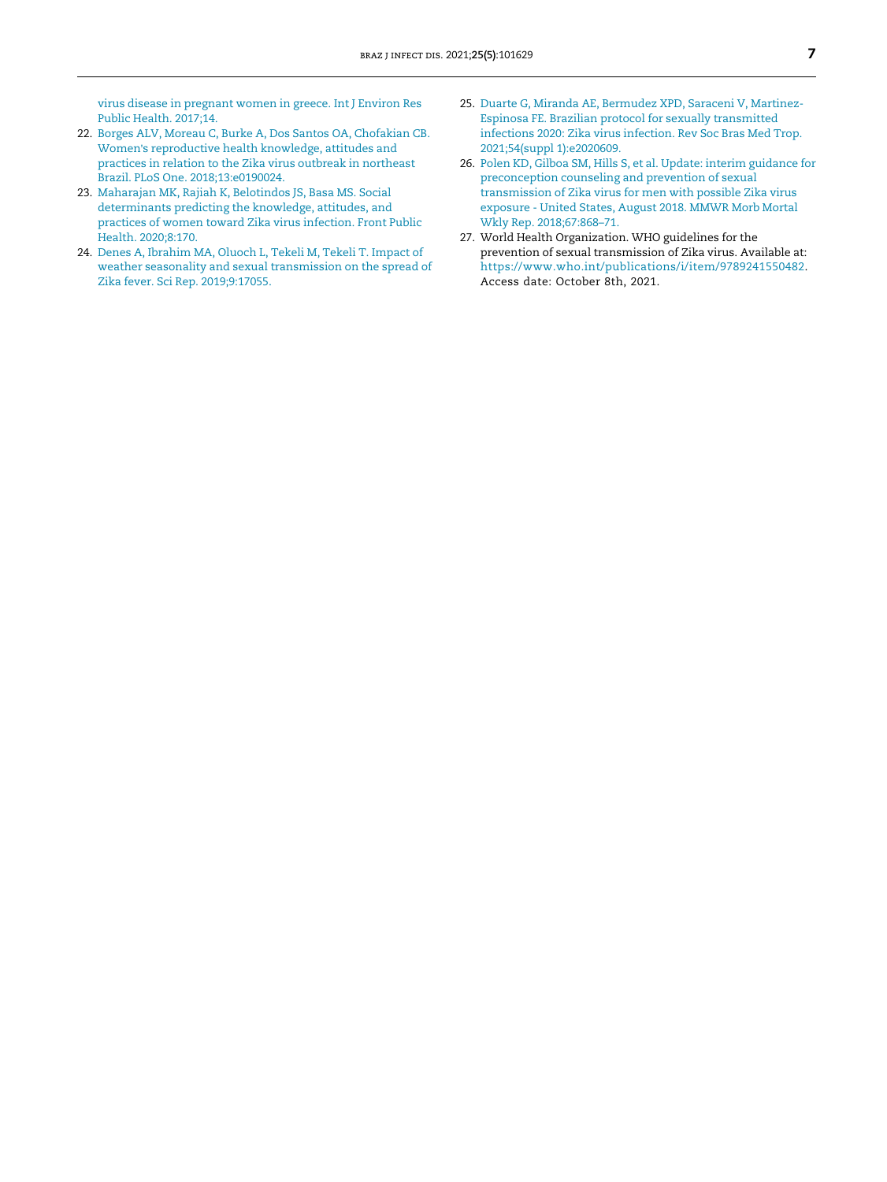virus disease in pregnant women in greece. Int J Environ Res Public Health. 2017;14.

22. Borges ALV, Moreau C, Burke A, Dos Santos OA, Chofakian CB. Women's reproductive health knowledge, attitudes and practices in relation to the Zika virus outbreak in northeast Brazil. PLoS One. 2018;13:e0190024.
23. Maharajan MK, Rajiah K, Belotindos JS, Basa MS. Social determinants predicting the knowledge, attitudes, and practices of women toward Zika virus infection. Front Public Health. 2020;8:170.
24. Denes A, Ibrahim MA, Oluoch L, Tekeli M, Tekeli T. Impact of weather seasonality and sexual transmission on the spread of Zika fever. Sci Rep. 2019;9:17055.
25. Duarte G, Miranda AE, Bermudez XPD, Saraceni V, Martinez-Espinosa FE. Brazilian protocol for sexually transmitted infections 2020: Zika virus infection. Rev Soc Bras Med Trop. 2021;54(suppl 1):e2020609.
26. Polen KD, Gilboa SM, Hills S, et al. Update: interim guidance for preconception counseling and prevention of sexual transmission of Zika virus for men with possible Zika virus exposure - United States, August 2018. MMWR Morb Mortal Wkly Rep. 2018;67:868–71.
27. World Health Organization. WHO guidelines for the prevention of sexual transmission of Zika virus. Available at: https://www.who.int/publications/i/item/9789241550482. Access date: October 8th, 2021.